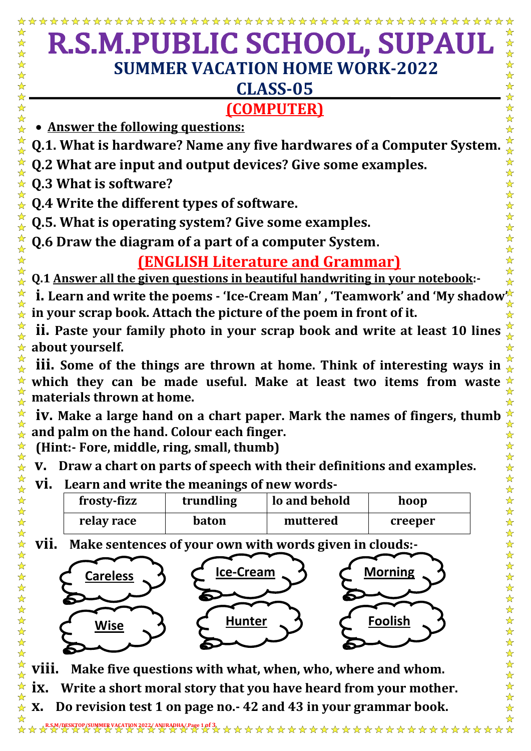# R.S.M.PUBLIC SCHOOL, SUPAUL

## SUMMER VACATION HOME WORK-2022

## CLASS-05

## (COMPUTER)

- **Answer the following questions:**

**Q.1. What is hardware? Name any five hardwares of a Computer System.**

**Q.2 What are input and output devices? Give some examples.**

**Q.3 What is software?**

**Q.4 Write the different types of software.**

**Q.5. What is operating system? Give some examples.**

**Q.6 Draw the diagram of a part of a computer System.**

## (ENGLISH Literature and Grammar)

**Q.1 Answer all the given questions in beautiful handwriting in your notebook:-**

**i.** **Learn and write the poems - 'Ice-Cream Man' , 'Teamwork' and 'My shadow' in your scrap book. Attach the picture of the poem in front of it.**

**ii.** **Paste your family photo in your scrap book and write at least 10 lines about yourself.**

**iii.** **Some of the things are thrown at home. Think of interesting ways in which they can be made useful. Make at least two items from waste materials thrown at home.**

**iv.** **Make a large hand on a chart paper. Mark the names of fingers, thumb and palm on the hand. Colour each finger.**
**(Hint:- Fore, middle, ring, small, thumb)**

**v.** **Draw a chart on parts of speech with their definitions and examples.**

**vi.** **Learn and write the meanings of new words-**

| frosty-fizz | trundling | lo and behold | hoop |
|---|---|---|---|
| relay race | baton | muttered | creeper |

**vii.** **Make sentences of your own with words given in clouds:-**

Careless | Ice-Cream | Morning | Wise | Hunter | Foolish

**viii.** **Make five questions with what, when, who, where and whom.**

**ix.** **Write a short moral story that you have heard from your mother.**

**x.** **Do revision test 1 on page no.- 42 and 43 in your grammar book.**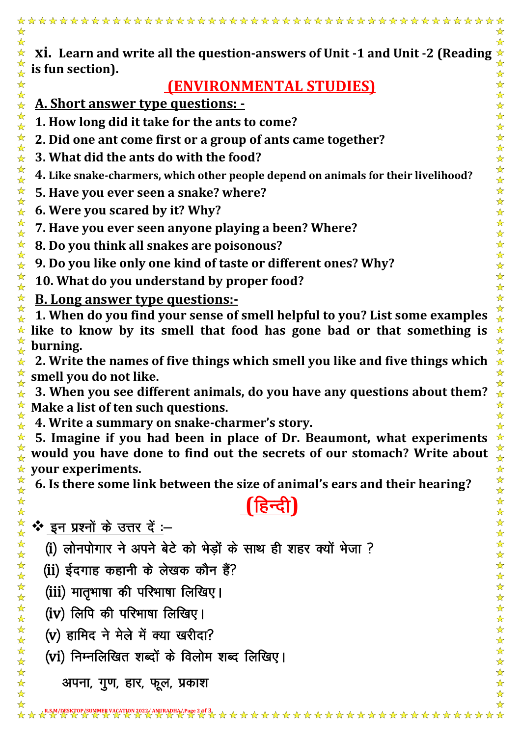**xi. Learn and write all the question-answers of Unit -1 and Unit -2 (Reading is fun section).**

## (ENVIRONMENTAL STUDIES)

### A. Short answer type questions: -

**1. How long did it take for the ants to come?**

**2. Did one ant come first or a group of ants came together?**

**3. What did the ants do with the food?**

**4. Like snake-charmers, which other people depend on animals for their livelihood?**

**5. Have you ever seen a snake? where?**

**6. Were you scared by it? Why?**

**7. Have you ever seen anyone playing a been? Where?**

**8. Do you think all snakes are poisonous?**

**9. Do you like only one kind of taste or different ones? Why?**

**10. What do you understand by proper food?**

### B. Long answer type questions:-

**1. When do you find your sense of smell helpful to you? List some examples like to know by its smell that food has gone bad or that something is burning.**

**2. Write the names of five things which smell you like and five things which smell you do not like.**

**3. When you see different animals, do you have any questions about them? Make a list of ten such questions.**

**4. Write a summary on snake-charmer's story.**

**5. Imagine if you had been in place of Dr. Beaumont, what experiments would you have done to find out the secrets of our stomach? Write about your experiments.**

**6. Is there some link between the size of animal's ears and their hearing?**

## (हिन्दी)

❖ इन प्रश्नों के उत्तर दें :–

(i) लोनपोगार ने अपने बेटे को भेड़ों के साथ ही शहर क्यों भेजा ?

(ii) ईदगाह कहानी के लेखक कौन हैं?

(iii) मातृभाषा की परिभाषा लिखिए।

(iv) लिपि की परिभाषा लिखिए।

(v) हामिद ने मेले में क्या खरीदा?

(vi) निम्नलिखित शब्दों के विलोम शब्द लिखिए।

अपना, गुण, हार, फूल, प्रकाश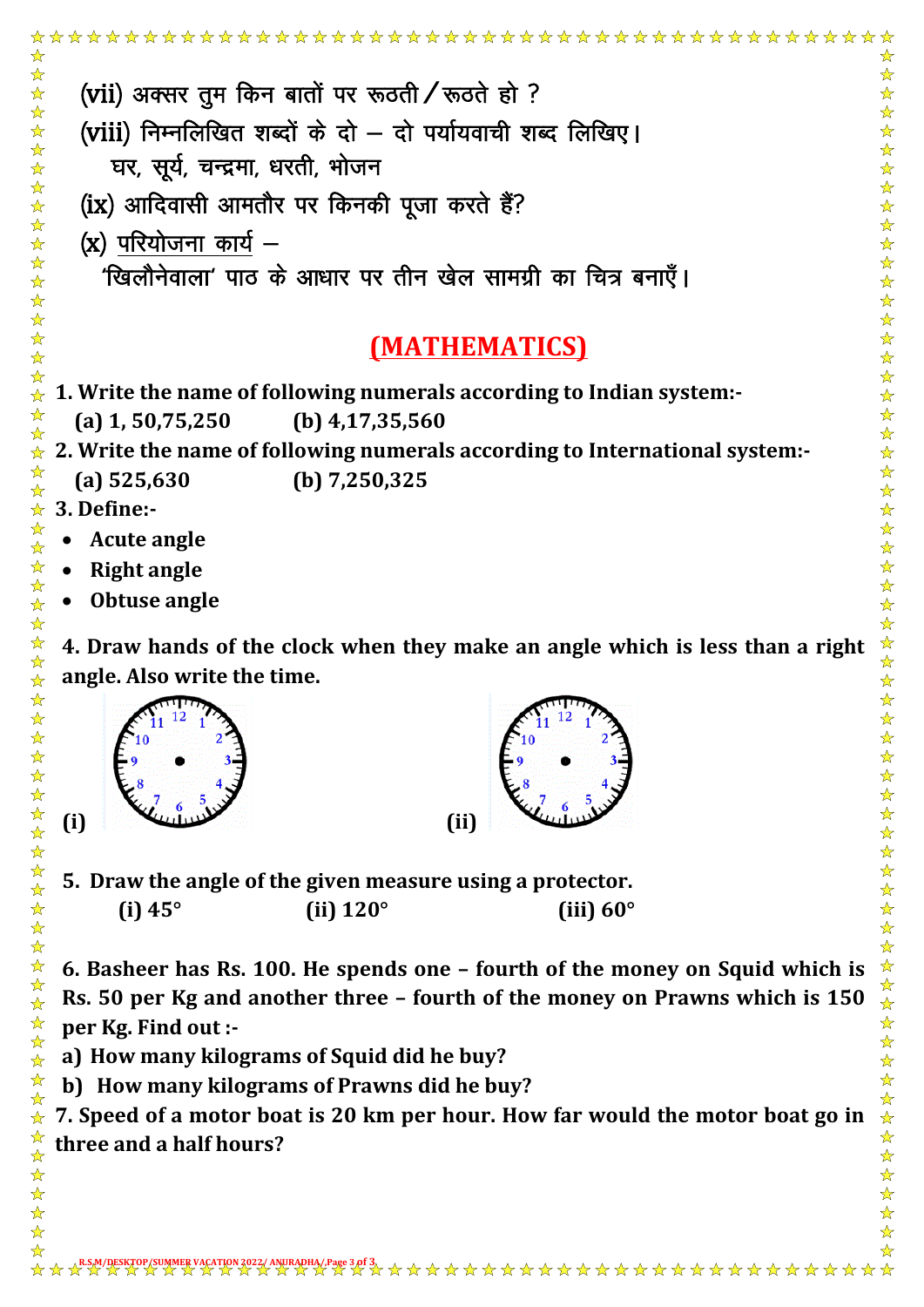(vii) अक्सर तुम किन बातों पर रूठती / रूठते हो ?

(viii) निम्नलिखित शब्दों के दो – दो पर्यायवाची शब्द लिखिए।

घर, सूर्य, चन्द्रमा, धरती, भोजन

(ix) आदिवासी आमतौर पर किनकी पूजा करते हैं?

(x) परियोजना कार्य –

'खिलौनेवाला' पाठ के आधार पर तीन खेल सामग्री का चित्र बनाएँ।

## (MATHEMATICS)

**1. Write the name of following numerals according to Indian system:-**

**(a) 1, 50,75,250 (b) 4,17,35,560**

**2. Write the name of following numerals according to International system:-**

**(a) 525,630 (b) 7,250,325**

**3. Define:-**

- **Acute angle**
- **Right angle**
- **Obtuse angle**

**4. Draw hands of the clock when they make an angle which is less than a right angle. Also write the time.**

**(i)**

**(ii)**

**5. Draw the angle of the given measure using a protector.**

**(i) 45° (ii) 120° (iii) 60°**

**6. Basheer has Rs. 100. He spends one – fourth of the money on Squid which is Rs. 50 per Kg and another three – fourth of the money on Prawns which is 150 per Kg. Find out :-**

**a) How many kilograms of Squid did he buy?**

**b) How many kilograms of Prawns did he buy?**

**7. Speed of a motor boat is 20 km per hour. How far would the motor boat go in three and a half hours?**